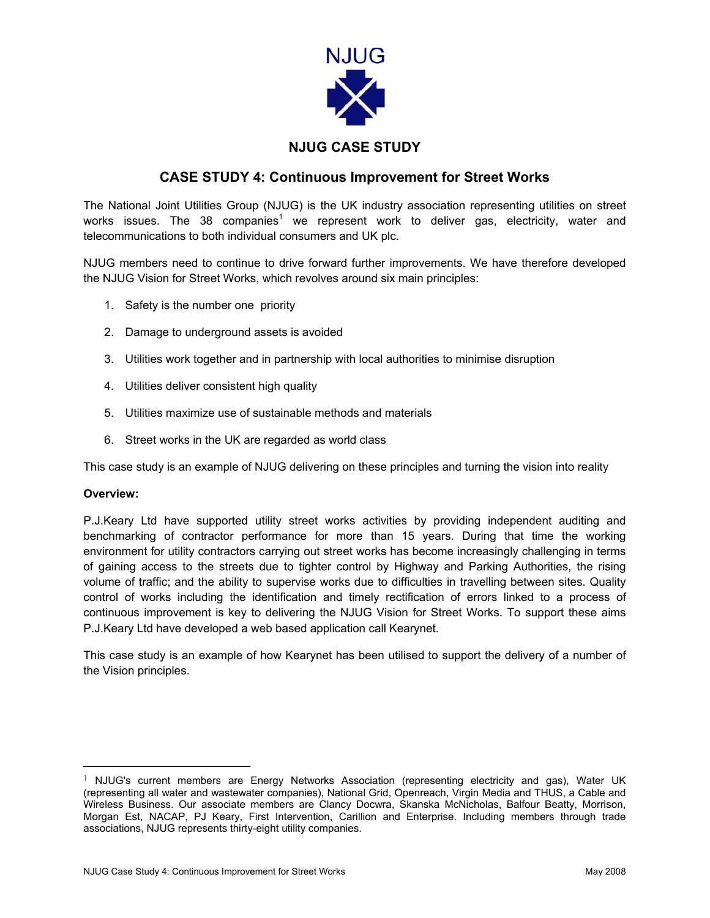NJUG

## NJUG CASE STUDY

# CASE STUDY 4: Continuous Improvement for Street Works

The National Joint Utilities Group (NJUG) is the UK industry association representing utilities on street works issues. The 38 companies[1] we represent work to deliver gas, electricity, water and telecommunications to both individual consumers and UK plc.

NJUG members need to continue to drive forward further improvements. We have therefore developed the NJUG Vision for Street Works, which revolves around six main principles:

1. Safety is the number one priority
2. Damage to underground assets is avoided
3. Utilities work together and in partnership with local authorities to minimise disruption
4. Utilities deliver consistent high quality
5. Utilities maximize use of sustainable methods and materials
6. Street works in the UK are regarded as world class

This case study is an example of NJUG delivering on these principles and turning the vision into reality

**Overview:**

P.J.Keary Ltd have supported utility street works activities by providing independent auditing and benchmarking of contractor performance for more than 15 years. During that time the working environment for utility contractors carrying out street works has become increasingly challenging in terms of gaining access to the streets due to tighter control by Highway and Parking Authorities, the rising volume of traffic; and the ability to supervise works due to difficulties in travelling between sites. Quality control of works including the identification and timely rectification of errors linked to a process of continuous improvement is key to delivering the NJUG Vision for Street Works. To support these aims P.J.Keary Ltd have developed a web based application call Kearynet.

This case study is an example of how Kearynet has been utilised to support the delivery of a number of the Vision principles.

---

[1] NJUG's current members are Energy Networks Association (representing electricity and gas), Water UK (representing all water and wastewater companies), National Grid, Openreach, Virgin Media and THUS, a Cable and Wireless Business. Our associate members are Clancy Docwra, Skanska McNicholas, Balfour Beatty, Morrison, Morgan Est, NACAP, PJ Keary, First Intervention, Carillion and Enterprise. Including members through trade associations, NJUG represents thirty-eight utility companies.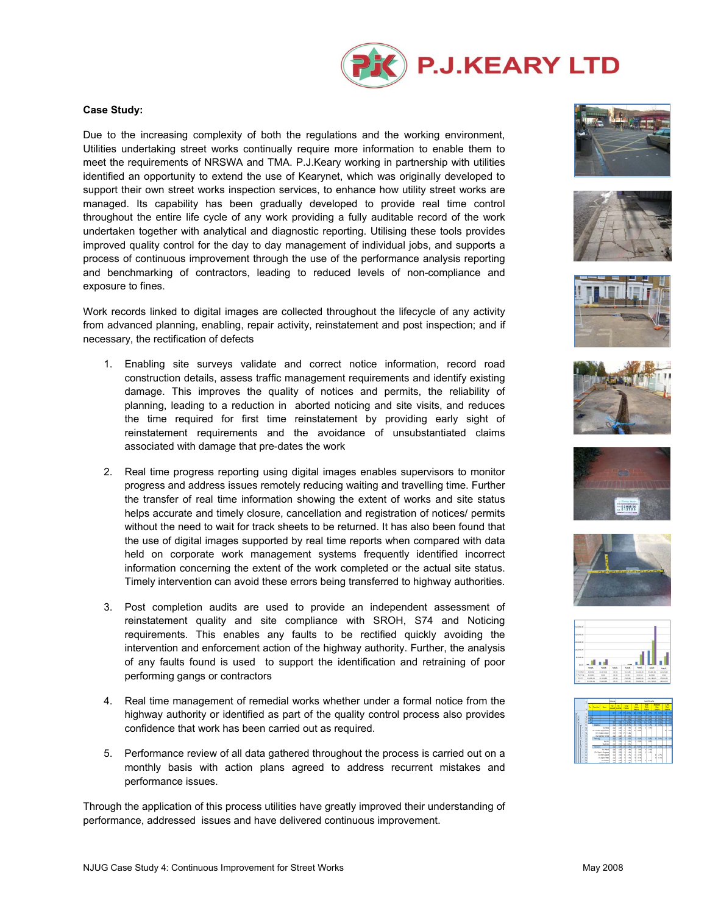**Case Study:**

Due to the increasing complexity of both the regulations and the working environment, Utilities undertaking street works continually require more information to enable them to meet the requirements of NRSWA and TMA. P.J.Keary working in partnership with utilities identified an opportunity to extend the use of Kearynet, which was originally developed to support their own street works inspection services, to enhance how utility street works are managed. Its capability has been gradually developed to provide real time control throughout the entire life cycle of any work providing a fully auditable record of the work undertaken together with analytical and diagnostic reporting. Utilising these tools provides improved quality control for the day to day management of individual jobs, and supports a process of continuous improvement through the use of the performance analysis reporting and benchmarking of contractors, leading to reduced levels of non-compliance and exposure to fines.

Work records linked to digital images are collected throughout the lifecycle of any activity from advanced planning, enabling, repair activity, reinstatement and post inspection; and if necessary, the rectification of defects

1. Enabling site surveys validate and correct notice information, record road construction details, assess traffic management requirements and identify existing damage. This improves the quality of notices and permits, the reliability of planning, leading to a reduction in aborted noticing and site visits, and reduces the time required for first time reinstatement by providing early sight of reinstatement requirements and the avoidance of unsubstantiated claims associated with damage that pre-dates the work

2. Real time progress reporting using digital images enables supervisors to monitor progress and address issues remotely reducing waiting and travelling time. Further the transfer of real time information showing the extent of works and site status helps accurate and timely closure, cancellation and registration of notices/ permits without the need to wait for track sheets to be returned. It has also been found that the use of digital images supported by real time reports when compared with data held on corporate work management systems frequently identified incorrect information concerning the extent of the work completed or the actual site status. Timely intervention can avoid these errors being transferred to highway authorities.

3. Post completion audits are used to provide an independent assessment of reinstatement quality and site compliance with SROH, S74 and Noticing requirements. This enables any faults to be rectified quickly avoiding the intervention and enforcement action of the highway authority. Further, the analysis of any faults found is used to support the identification and retraining of poor performing gangs or contractors

4. Real time management of remedial works whether under a formal notice from the highway authority or identified as part of the quality control process also provides confidence that work has been carried out as required.

5. Performance review of all data gathered throughout the process is carried out on a monthly basis with action plans agreed to address recurrent mistakes and performance issues.

Through the application of this process utilities have greatly improved their understanding of performance, addressed issues and have delivered continuous improvement.

NJUG Case Study 4: Continuous Improvement for Street Works

May 2008